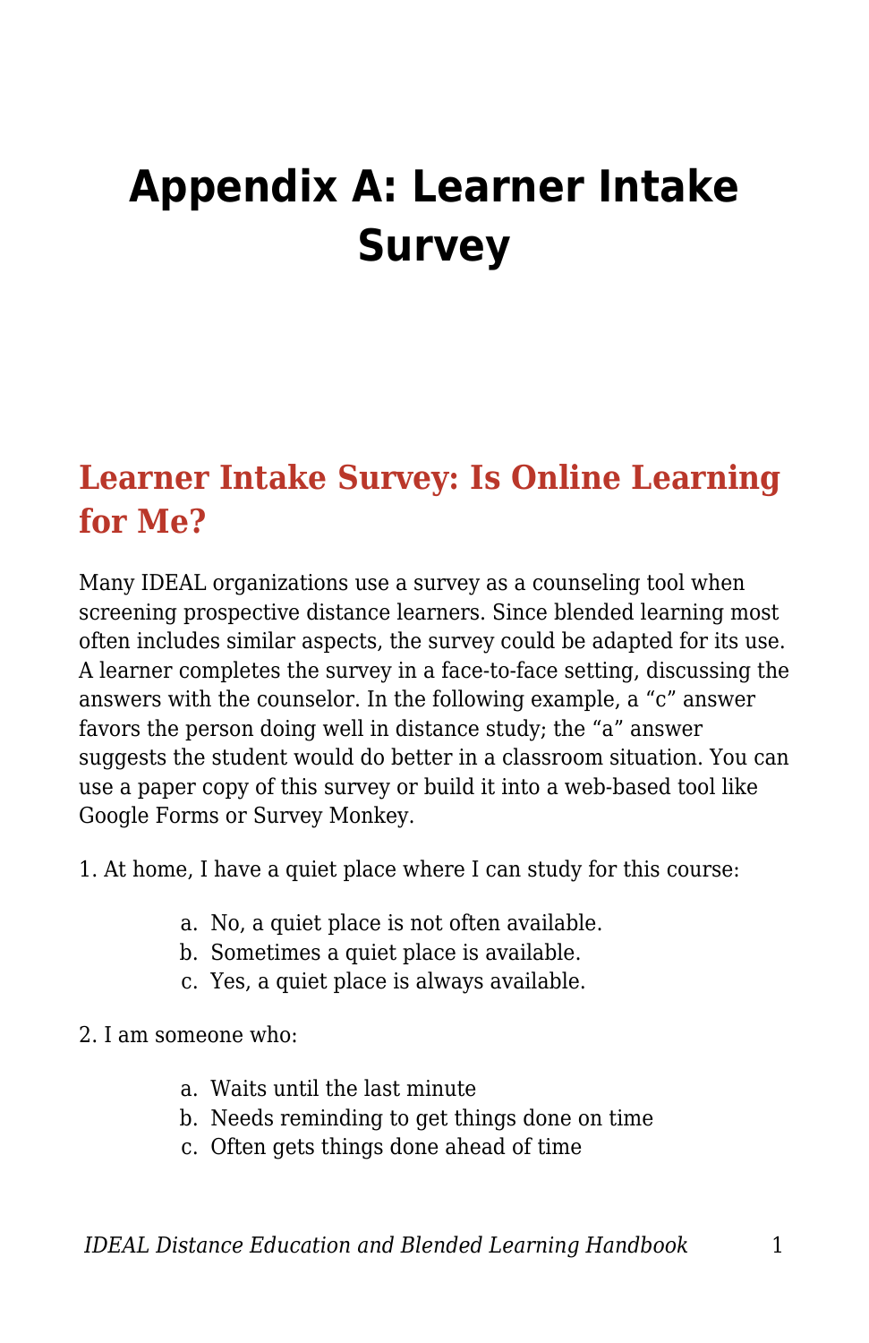# Appendix A: Learner Intake Survey

## Learner Intake Survey: Is Online Learning for Me?

Many IDEAL organizations use a survey as a counseling tool when screening prospective distance learners. Since blended learning most often includes similar aspects, the survey could be adapted for its use. A learner completes the survey in a face-to-face setting, discussing the answers with the counselor. In the following example, a “c” answer favors the person doing well in distance study; the “a” answer suggests the student would do better in a classroom situation. You can use a paper copy of this survey or build it into a web-based tool like Google Forms or Survey Monkey.

1. At home, I have a quiet place where I can study for this course:

    a. No, a quiet place is not often available.
    b. Sometimes a quiet place is available.
    c. Yes, a quiet place is always available.

2. I am someone who:

    a. Waits until the last minute
    b. Needs reminding to get things done on time
    c. Often gets things done ahead of time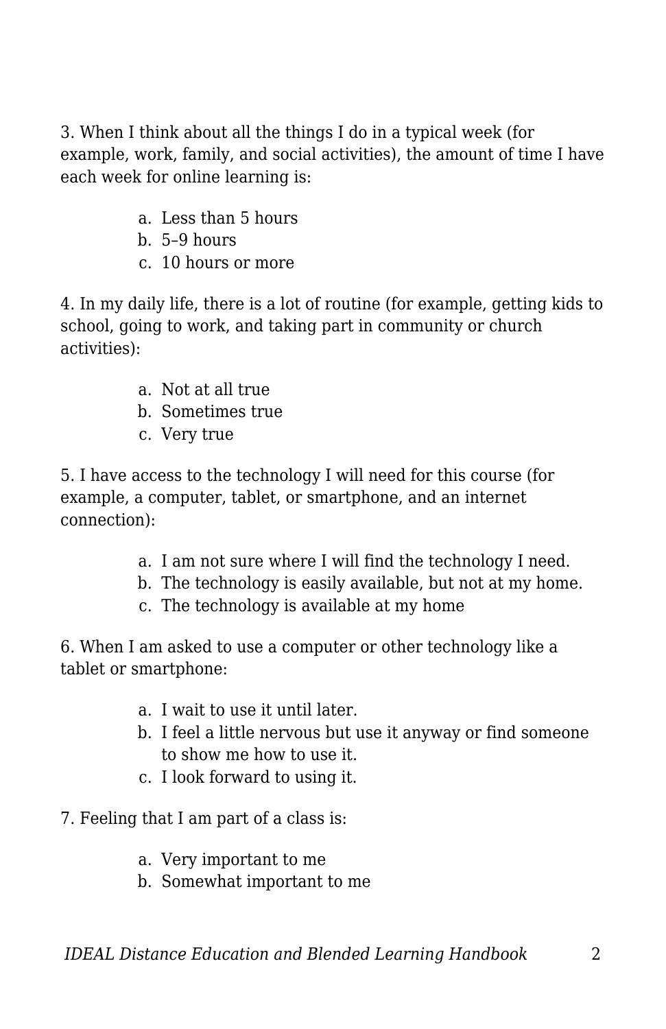3. When I think about all the things I do in a typical week (for example, work, family, and social activities), the amount of time I have each week for online learning is:

a. Less than 5 hours
b. 5–9 hours
c. 10 hours or more

4. In my daily life, there is a lot of routine (for example, getting kids to school, going to work, and taking part in community or church activities):

a. Not at all true
b. Sometimes true
c. Very true

5. I have access to the technology I will need for this course (for example, a computer, tablet, or smartphone, and an internet connection):

a. I am not sure where I will find the technology I need.
b. The technology is easily available, but not at my home.
c. The technology is available at my home

6. When I am asked to use a computer or other technology like a tablet or smartphone:

a. I wait to use it until later.
b. I feel a little nervous but use it anyway or find someone to show me how to use it.
c. I look forward to using it.

7. Feeling that I am part of a class is:

a. Very important to me
b. Somewhat important to me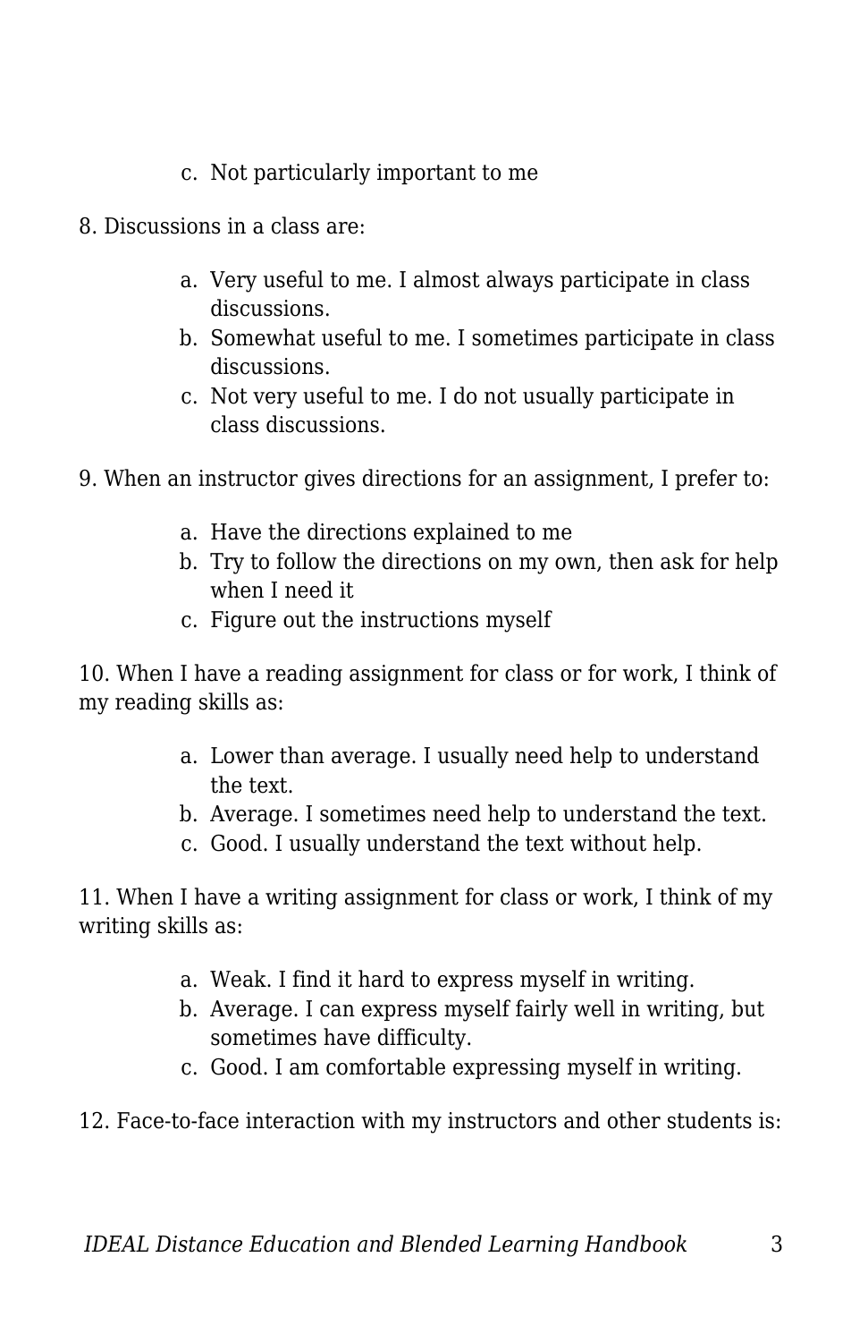c. Not particularly important to me

8. Discussions in a class are:

   a. Very useful to me. I almost always participate in class discussions.
   b. Somewhat useful to me. I sometimes participate in class discussions.
   c. Not very useful to me. I do not usually participate in class discussions.

9. When an instructor gives directions for an assignment, I prefer to:

   a. Have the directions explained to me
   b. Try to follow the directions on my own, then ask for help when I need it
   c. Figure out the instructions myself

10. When I have a reading assignment for class or for work, I think of my reading skills as:

    a. Lower than average. I usually need help to understand the text.
    b. Average. I sometimes need help to understand the text.
    c. Good. I usually understand the text without help.

11. When I have a writing assignment for class or work, I think of my writing skills as:

    a. Weak. I find it hard to express myself in writing.
    b. Average. I can express myself fairly well in writing, but sometimes have difficulty.
    c. Good. I am comfortable expressing myself in writing.

12. Face-to-face interaction with my instructors and other students is: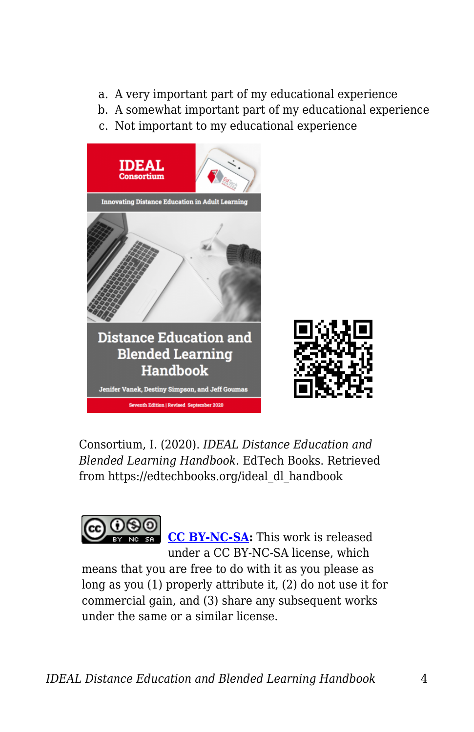a. A very important part of my educational experience
b. A somewhat important part of my educational experience
c. Not important to my educational experience

Consortium, I. (2020). *IDEAL Distance Education and Blended Learning Handbook*. EdTech Books. Retrieved from https://edtechbooks.org/ideal_dl_handbook

**CC BY-NC-SA:** This work is released under a CC BY-NC-SA license, which means that you are free to do with it as you please as long as you (1) properly attribute it, (2) do not use it for commercial gain, and (3) share any subsequent works under the same or a similar license.